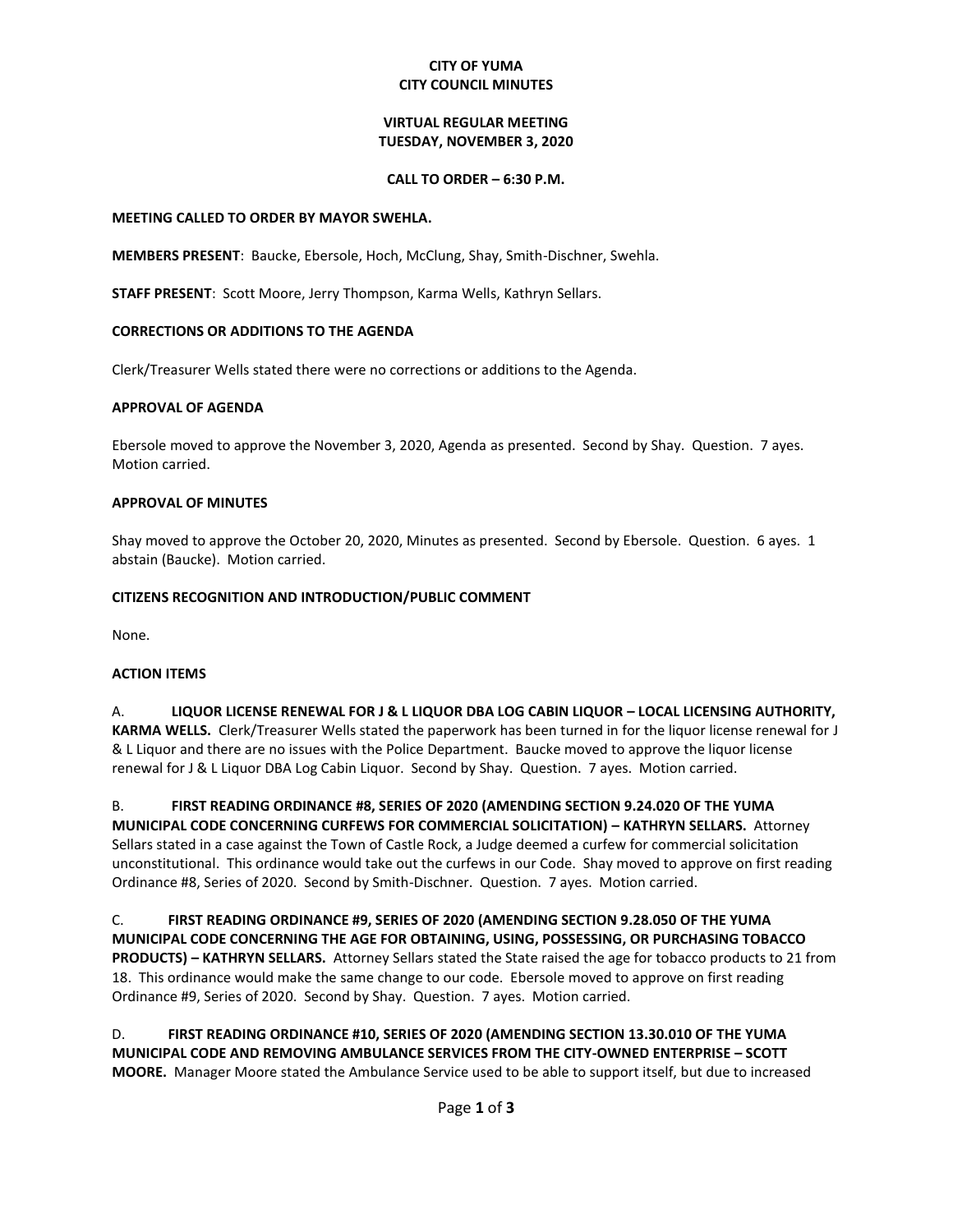**CITY OF YUMA**
**CITY COUNCIL MINUTES**

**VIRTUAL REGULAR MEETING**
**TUESDAY, NOVEMBER 3, 2020**

**CALL TO ORDER – 6:30 P.M.**

**MEETING CALLED TO ORDER BY MAYOR SWEHLA.**

**MEMBERS PRESENT**: Baucke, Ebersole, Hoch, McClung, Shay, Smith-Dischner, Swehla.

**STAFF PRESENT**: Scott Moore, Jerry Thompson, Karma Wells, Kathryn Sellars.

**CORRECTIONS OR ADDITIONS TO THE AGENDA**

Clerk/Treasurer Wells stated there were no corrections or additions to the Agenda.

**APPROVAL OF AGENDA**

Ebersole moved to approve the November 3, 2020, Agenda as presented. Second by Shay. Question. 7 ayes. Motion carried.

**APPROVAL OF MINUTES**

Shay moved to approve the October 20, 2020, Minutes as presented. Second by Ebersole. Question. 6 ayes. 1 abstain (Baucke). Motion carried.

**CITIZENS RECOGNITION AND INTRODUCTION/PUBLIC COMMENT**

None.

**ACTION ITEMS**

A. **LIQUOR LICENSE RENEWAL FOR J & L LIQUOR DBA LOG CABIN LIQUOR – LOCAL LICENSING AUTHORITY, KARMA WELLS.** Clerk/Treasurer Wells stated the paperwork has been turned in for the liquor license renewal for J & L Liquor and there are no issues with the Police Department. Baucke moved to approve the liquor license renewal for J & L Liquor DBA Log Cabin Liquor. Second by Shay. Question. 7 ayes. Motion carried.

B. **FIRST READING ORDINANCE #8, SERIES OF 2020 (AMENDING SECTION 9.24.020 OF THE YUMA MUNICIPAL CODE CONCERNING CURFEWS FOR COMMERCIAL SOLICITATION) – KATHRYN SELLARS.** Attorney Sellars stated in a case against the Town of Castle Rock, a Judge deemed a curfew for commercial solicitation unconstitutional. This ordinance would take out the curfews in our Code. Shay moved to approve on first reading Ordinance #8, Series of 2020. Second by Smith-Dischner. Question. 7 ayes. Motion carried.

C. **FIRST READING ORDINANCE #9, SERIES OF 2020 (AMENDING SECTION 9.28.050 OF THE YUMA MUNICIPAL CODE CONCERNING THE AGE FOR OBTAINING, USING, POSSESSING, OR PURCHASING TOBACCO PRODUCTS) – KATHRYN SELLARS.** Attorney Sellars stated the State raised the age for tobacco products to 21 from 18. This ordinance would make the same change to our code. Ebersole moved to approve on first reading Ordinance #9, Series of 2020. Second by Shay. Question. 7 ayes. Motion carried.

D. **FIRST READING ORDINANCE #10, SERIES OF 2020 (AMENDING SECTION 13.30.010 OF THE YUMA MUNICIPAL CODE AND REMOVING AMBULANCE SERVICES FROM THE CITY-OWNED ENTERPRISE – SCOTT MOORE.** Manager Moore stated the Ambulance Service used to be able to support itself, but due to increased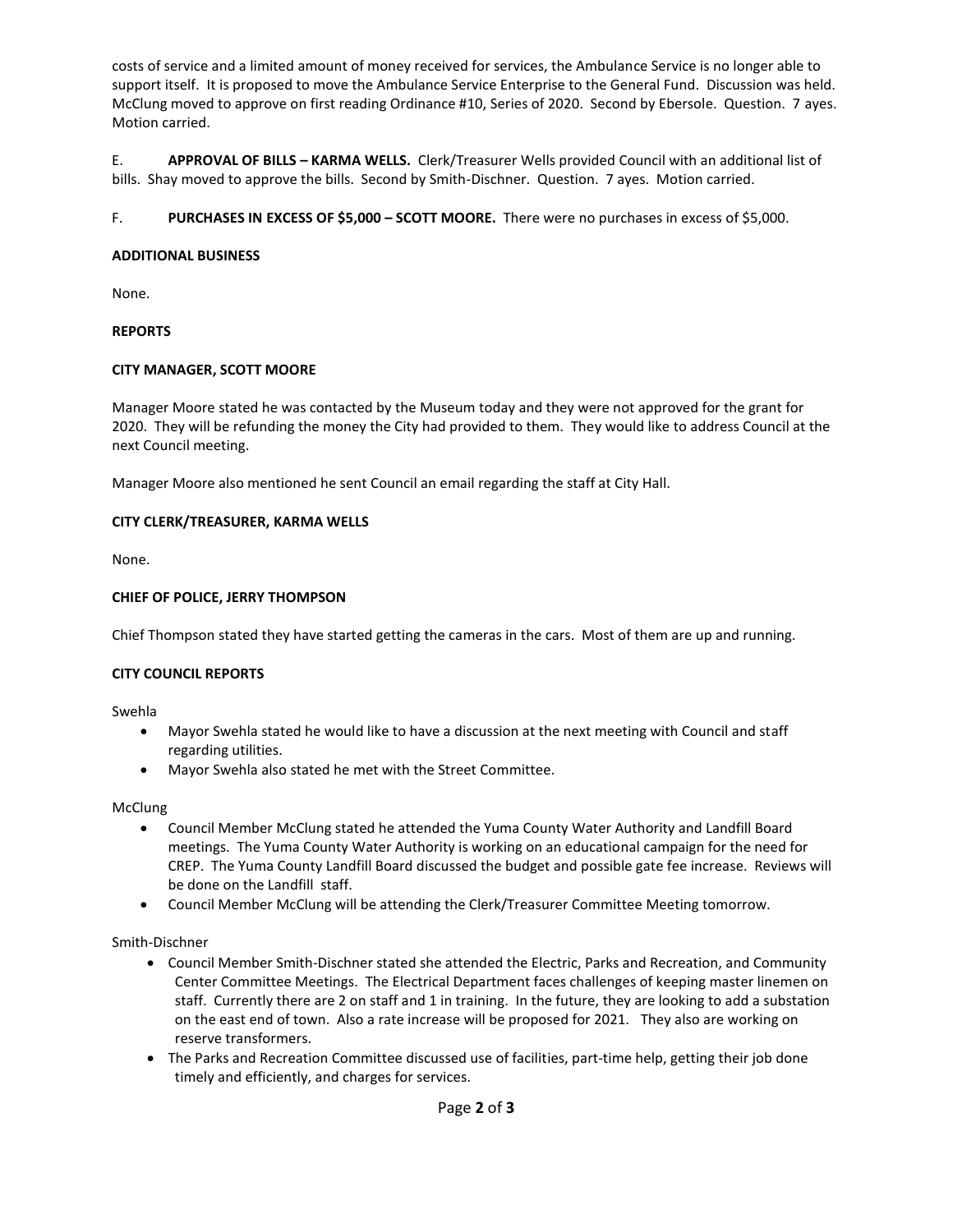costs of service and a limited amount of money received for services, the Ambulance Service is no longer able to support itself. It is proposed to move the Ambulance Service Enterprise to the General Fund. Discussion was held. McClung moved to approve on first reading Ordinance #10, Series of 2020. Second by Ebersole. Question. 7 ayes. Motion carried.

E. **APPROVAL OF BILLS – KARMA WELLS.** Clerk/Treasurer Wells provided Council with an additional list of bills. Shay moved to approve the bills. Second by Smith-Dischner. Question. 7 ayes. Motion carried.

F. **PURCHASES IN EXCESS OF $5,000 – SCOTT MOORE.** There were no purchases in excess of $5,000.

**ADDITIONAL BUSINESS**

None.

**REPORTS**

**CITY MANAGER, SCOTT MOORE**

Manager Moore stated he was contacted by the Museum today and they were not approved for the grant for 2020. They will be refunding the money the City had provided to them. They would like to address Council at the next Council meeting.

Manager Moore also mentioned he sent Council an email regarding the staff at City Hall.

**CITY CLERK/TREASURER, KARMA WELLS**

None.

**CHIEF OF POLICE, JERRY THOMPSON**

Chief Thompson stated they have started getting the cameras in the cars. Most of them are up and running.

**CITY COUNCIL REPORTS**

Swehla

- Mayor Swehla stated he would like to have a discussion at the next meeting with Council and staff regarding utilities.
- Mayor Swehla also stated he met with the Street Committee.

McClung

- Council Member McClung stated he attended the Yuma County Water Authority and Landfill Board meetings. The Yuma County Water Authority is working on an educational campaign for the need for CREP. The Yuma County Landfill Board discussed the budget and possible gate fee increase. Reviews will be done on the Landfill staff.
- Council Member McClung will be attending the Clerk/Treasurer Committee Meeting tomorrow.

Smith-Dischner

- Council Member Smith-Dischner stated she attended the Electric, Parks and Recreation, and Community Center Committee Meetings. The Electrical Department faces challenges of keeping master linemen on staff. Currently there are 2 on staff and 1 in training. In the future, they are looking to add a substation on the east end of town. Also a rate increase will be proposed for 2021. They also are working on reserve transformers.
- The Parks and Recreation Committee discussed use of facilities, part-time help, getting their job done timely and efficiently, and charges for services.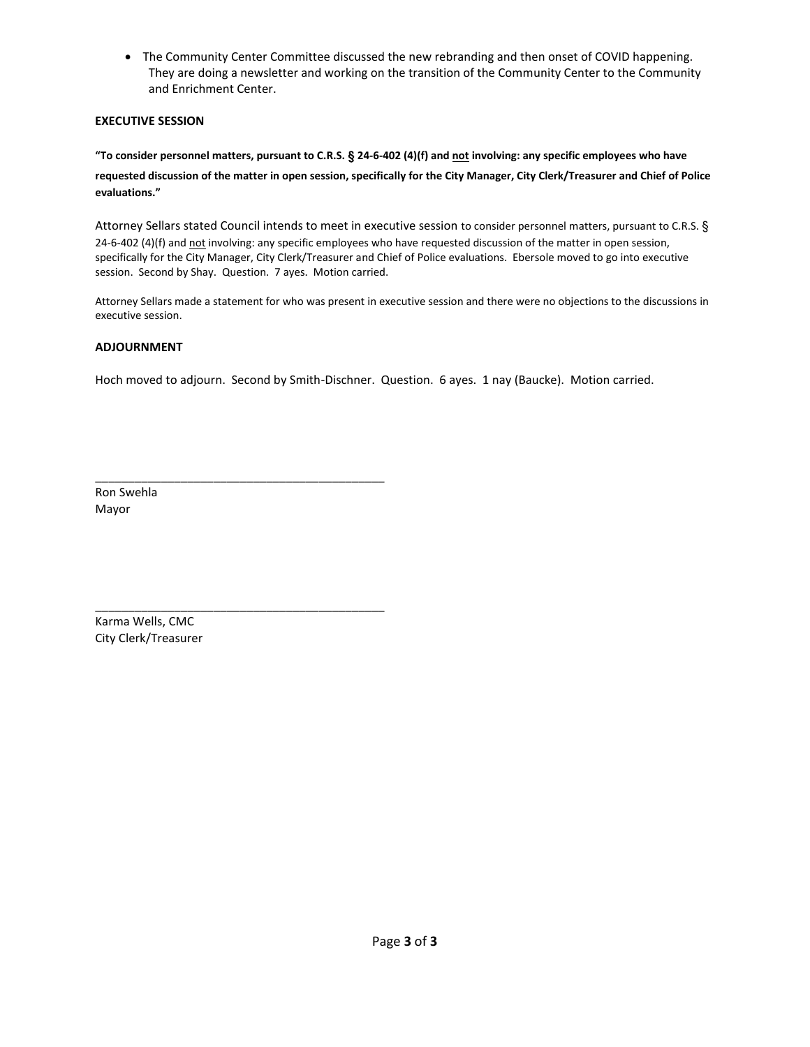- The Community Center Committee discussed the new rebranding and then onset of COVID happening. They are doing a newsletter and working on the transition of the Community Center to the Community and Enrichment Center.

**EXECUTIVE SESSION**

**"To consider personnel matters, pursuant to C.R.S. § 24-6-402 (4)(f) and not involving: any specific employees who have requested discussion of the matter in open session, specifically for the City Manager, City Clerk/Treasurer and Chief of Police evaluations."**

Attorney Sellars stated Council intends to meet in executive session to consider personnel matters, pursuant to C.R.S. § 24-6-402 (4)(f) and not involving: any specific employees who have requested discussion of the matter in open session, specifically for the City Manager, City Clerk/Treasurer and Chief of Police evaluations. Ebersole moved to go into executive session. Second by Shay. Question. 7 ayes. Motion carried.

Attorney Sellars made a statement for who was present in executive session and there were no objections to the discussions in executive session.

**ADJOURNMENT**

Hoch moved to adjourn. Second by Smith-Dischner. Question. 6 ayes. 1 nay (Baucke). Motion carried.

\_\_\_\_\_\_\_\_\_\_\_\_\_\_\_\_\_\_\_\_\_\_\_\_\_\_\_\_\_\_\_\_\_\_\_\_\_\_\_\_\_\_\_\_\_\_

Ron Swehla
Mayor

\_\_\_\_\_\_\_\_\_\_\_\_\_\_\_\_\_\_\_\_\_\_\_\_\_\_\_\_\_\_\_\_\_\_\_\_\_\_\_\_\_\_\_\_\_\_

Karma Wells, CMC
City Clerk/Treasurer